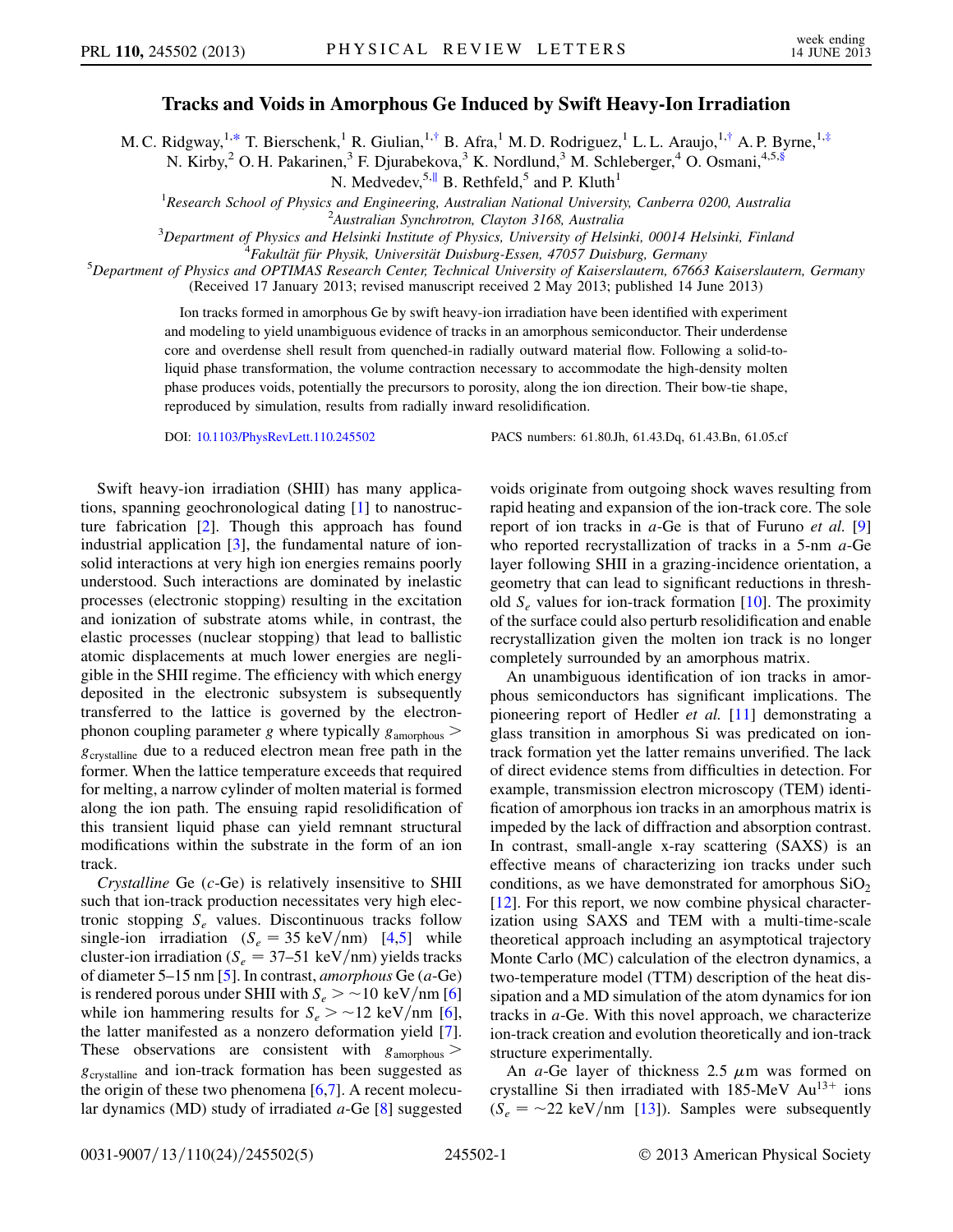# Tracks and Voids in Amorphous Ge Induced by Swift Heavy-Ion Irradiation

M. C. Ridgway,[1,*] T. Bierschenk,[1] R. Giulian,[1,†] B. Afra,[1] M. D. Rodriguez,[1] L. L. Araujo,[1,†] A. P. Byrne,[1,‡] N. Kirby,[2] O. H. Pakarinen,[3] F. Djurabekova,[3] K. Nordlund,[3] M. Schleberger,[4] O. Osmani,[4,5,§] N. Medvedev,[5,∥] B. Rethfeld,[5] and P. Kluth[1]

[1]Research School of Physics and Engineering, Australian National University, Canberra 0200, Australia
[2]Australian Synchrotron, Clayton 3168, Australia
[3]Department of Physics and Helsinki Institute of Physics, University of Helsinki, 00014 Helsinki, Finland
[4]Fakultät für Physik, Universität Duisburg-Essen, 47057 Duisburg, Germany
[5]Department of Physics and OPTIMAS Research Center, Technical University of Kaiserslautern, 67663 Kaiserslautern, Germany

(Received 17 January 2013; revised manuscript received 2 May 2013; published 14 June 2013)

Ion tracks formed in amorphous Ge by swift heavy-ion irradiation have been identified with experiment and modeling to yield unambiguous evidence of tracks in an amorphous semiconductor. Their underdense core and overdense shell result from quenched-in radially outward material flow. Following a solid-to-liquid phase transformation, the volume contraction necessary to accommodate the high-density molten phase produces voids, potentially the precursors to porosity, along the ion direction. Their bow-tie shape, reproduced by simulation, results from radially inward resolidification.

DOI: 10.1103/PhysRevLett.110.245502 PACS numbers: 61.80.Jh, 61.43.Dq, 61.43.Bn, 61.05.cf

Swift heavy-ion irradiation (SHII) has many applications, spanning geochronological dating [1] to nanostructure fabrication [2]. Though this approach has found industrial application [3], the fundamental nature of ion-solid interactions at very high ion energies remains poorly understood. Such interactions are dominated by inelastic processes (electronic stopping) resulting in the excitation and ionization of substrate atoms while, in contrast, the elastic processes (nuclear stopping) that lead to ballistic atomic displacements at much lower energies are negligible in the SHII regime. The efficiency with which energy deposited in the electronic subsystem is subsequently transferred to the lattice is governed by the electron-phonon coupling parameter $g$ where typically $g_{\mathrm{amorphous}} > g_{\mathrm{crystalline}}$ due to a reduced electron mean free path in the former. When the lattice temperature exceeds that required for melting, a narrow cylinder of molten material is formed along the ion path. The ensuing rapid resolidification of this transient liquid phase can yield remnant structural modifications within the substrate in the form of an ion track.

*Crystalline* Ge (*c*-Ge) is relatively insensitive to SHII such that ion-track production necessitates very high electronic stopping $S_e$ values. Discontinuous tracks follow single-ion irradiation ($S_e = 35$ keV/nm) [4,5] while cluster-ion irradiation ($S_e = 37$–$51$ keV/nm) yields tracks of diameter 5–15 nm [5]. In contrast, *amorphous* Ge (*a*-Ge) is rendered porous under SHII with $S_e > \sim 10$ keV/nm [6] while ion hammering results for $S_e > \sim 12$ keV/nm [6], the latter manifested as a nonzero deformation yield [7]. These observations are consistent with $g_{\mathrm{amorphous}} > g_{\mathrm{crystalline}}$ and ion-track formation has been suggested as the origin of these two phenomena [6,7]. A recent molecular dynamics (MD) study of irradiated *a*-Ge [8] suggested voids originate from outgoing shock waves resulting from rapid heating and expansion of the ion-track core. The sole report of ion tracks in *a*-Ge is that of Furuno *et al.* [9] who reported recrystallization of tracks in a 5-nm *a*-Ge layer following SHII in a grazing-incidence orientation, a geometry that can lead to significant reductions in threshold $S_e$ values for ion-track formation [10]. The proximity of the surface could also perturb resolidification and enable recrystallization given the molten ion track is no longer completely surrounded by an amorphous matrix.

An unambiguous identification of ion tracks in amorphous semiconductors has significant implications. The pioneering report of Hedler *et al.* [11] demonstrating a glass transition in amorphous Si was predicated on ion-track formation yet the latter remains unverified. The lack of direct evidence stems from difficulties in detection. For example, transmission electron microscopy (TEM) identification of amorphous ion tracks in an amorphous matrix is impeded by the lack of diffraction and absorption contrast. In contrast, small-angle x-ray scattering (SAXS) is an effective means of characterizing ion tracks under such conditions, as we have demonstrated for amorphous $SiO_2$ [12]. For this report, we now combine physical characterization using SAXS and TEM with a multi-time-scale theoretical approach including an asymptotical trajectory Monte Carlo (MC) calculation of the electron dynamics, a two-temperature model (TTM) description of the heat dissipation and a MD simulation of the atom dynamics for ion tracks in *a*-Ge. With this novel approach, we characterize ion-track creation and evolution theoretically and ion-track structure experimentally.

An *a*-Ge layer of thickness 2.5 $\mu$m was formed on crystalline Si then irradiated with 185-MeV $Au^{13+}$ ions ($S_e = \sim 22$ keV/nm [13]). Samples were subsequently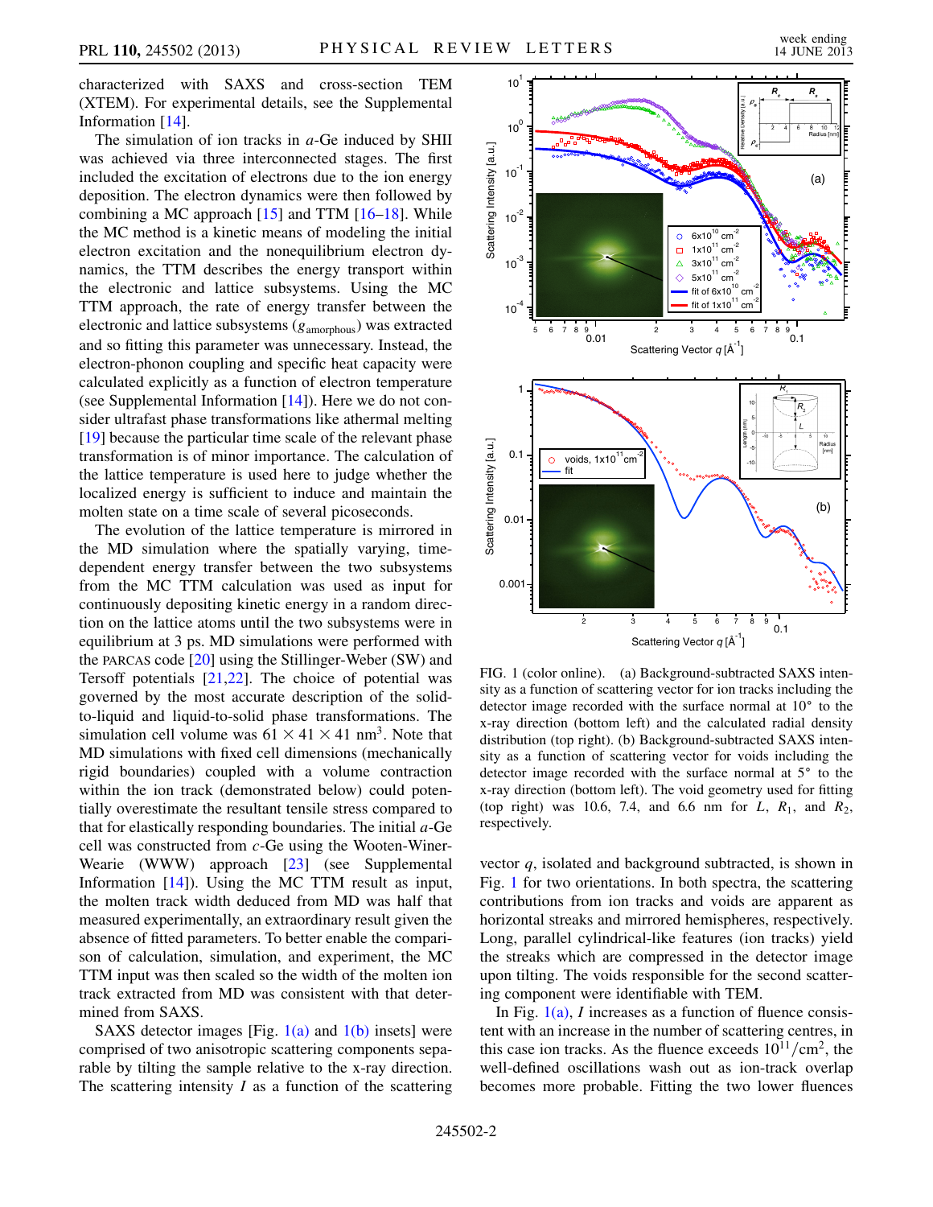characterized with SAXS and cross-section TEM (XTEM). For experimental details, see the Supplemental Information [14].

The simulation of ion tracks in *a*-Ge induced by SHII was achieved via three interconnected stages. The first included the excitation of electrons due to the ion energy deposition. The electron dynamics were then followed by combining a MC approach [15] and TTM [16–18]. While the MC method is a kinetic means of modeling the initial electron excitation and the nonequilibrium electron dynamics, the TTM describes the energy transport within the electronic and lattice subsystems. Using the MC TTM approach, the rate of energy transfer between the electronic and lattice subsystems ($g_{\mathrm{amorphous}}$) was extracted and so fitting this parameter was unnecessary. Instead, the electron-phonon coupling and specific heat capacity were calculated explicitly as a function of electron temperature (see Supplemental Information [14]). Here we do not consider ultrafast phase transformations like athermal melting [19] because the particular time scale of the relevant phase transformation is of minor importance. The calculation of the lattice temperature is used here to judge whether the localized energy is sufficient to induce and maintain the molten state on a time scale of several picoseconds.

The evolution of the lattice temperature is mirrored in the MD simulation where the spatially varying, time-dependent energy transfer between the two subsystems from the MC TTM calculation was used as input for continuously depositing kinetic energy in a random direction on the lattice atoms until the two subsystems were in equilibrium at 3 ps. MD simulations were performed with the PARCAS code [20] using the Stillinger-Weber (SW) and Tersoff potentials [21,22]. The choice of potential was governed by the most accurate description of the solid-to-liquid and liquid-to-solid phase transformations. The simulation cell volume was $61 \times 41 \times 41$ nm$^3$. Note that MD simulations with fixed cell dimensions (mechanically rigid boundaries) coupled with a volume contraction within the ion track (demonstrated below) could potentially overestimate the resultant tensile stress compared to that for elastically responding boundaries. The initial *a*-Ge cell was constructed from *c*-Ge using the Wooten-Winer-Weaire (WWW) approach [23] (see Supplemental Information [14]). Using the MC TTM result as input, the molten track width deduced from MD was half that measured experimentally, an extraordinary result given the absence of fitted parameters. To better enable the comparison of calculation, simulation, and experiment, the MC TTM input was then scaled so the width of the molten ion track extracted from MD was consistent with that determined from SAXS.

SAXS detector images [Fig. 1(a) and 1(b) insets] were comprised of two anisotropic scattering components separable by tilting the sample relative to the x-ray direction. The scattering intensity $I$ as a function of the scattering vector $q$, isolated and background subtracted, is shown in Fig. 1 for two orientations. In both spectra, the scattering contributions from ion tracks and voids are apparent as horizontal streaks and mirrored hemispheres, respectively. Long, parallel cylindrical-like features (ion tracks) yield the streaks which are compressed in the detector image upon tilting. The voids responsible for the second scattering component were identifiable with TEM.

FIG. 1 (color online). (a) Background-subtracted SAXS intensity as a function of scattering vector for ion tracks including the detector image recorded with the surface normal at 10° to the x-ray direction (bottom left) and the calculated radial density distribution (top right). (b) Background-subtracted SAXS intensity as a function of scattering vector for voids including the detector image recorded with the surface normal at 5° to the x-ray direction (bottom left). The void geometry used for fitting (top right) was 10.6, 7.4, and 6.6 nm for $L$, $R_1$, and $R_2$, respectively.

In Fig. 1(a), $I$ increases as a function of fluence consistent with an increase in the number of scattering centres, in this case ion tracks. As the fluence exceeds $10^{11}/\mathrm{cm}^2$, the well-defined oscillations wash out as ion-track overlap becomes more probable. Fitting the two lower fluences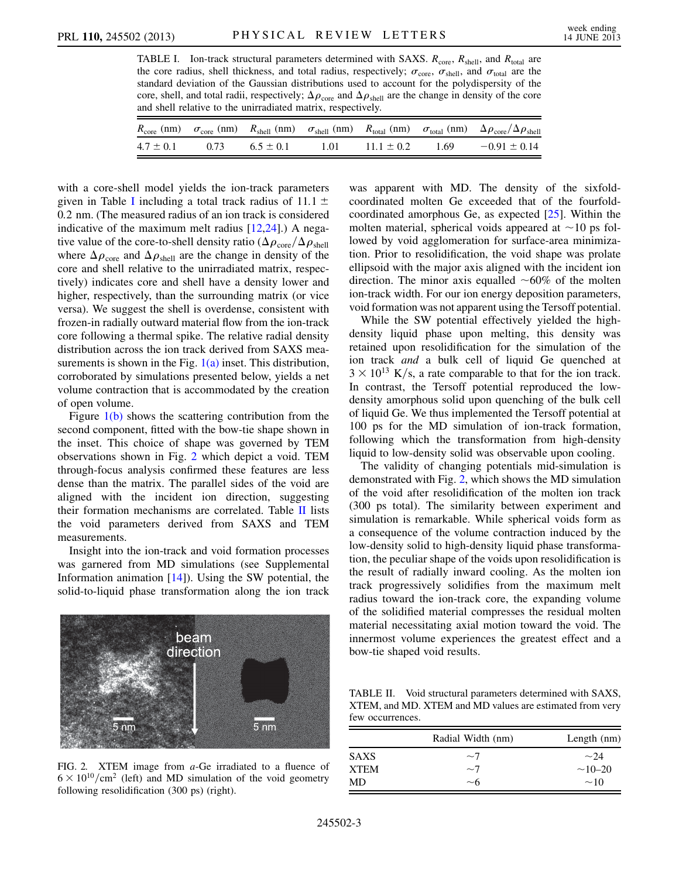TABLE I. Ion-track structural parameters determined with SAXS. $R_{\mathrm{core}}$, $R_{\mathrm{shell}}$, and $R_{\mathrm{total}}$ are the core radius, shell thickness, and total radius, respectively; $\sigma_{\mathrm{core}}$, $\sigma_{\mathrm{shell}}$, and $\sigma_{\mathrm{total}}$ are the standard deviation of the Gaussian distributions used to account for the polydispersity of the core, shell, and total radii, respectively; $\Delta\rho_{\mathrm{core}}$ and $\Delta\rho_{\mathrm{shell}}$ are the change in density of the core and shell relative to the unirradiated matrix, respectively.

| $R_{\mathrm{core}}$ (nm) | $\sigma_{\mathrm{core}}$ (nm) | $R_{\mathrm{shell}}$ (nm) | $\sigma_{\mathrm{shell}}$ (nm) | $R_{\mathrm{total}}$ (nm) | $\sigma_{\mathrm{total}}$ (nm) | $\Delta\rho_{\mathrm{core}}/\Delta\rho_{\mathrm{shell}}$ |
|---|---|---|---|---|---|---|
| $4.7 \pm 0.1$ | 0.73 | $6.5 \pm 0.1$ | 1.01 | $11.1 \pm 0.2$ | 1.69 | $-0.91 \pm 0.14$ |

with a core-shell model yields the ion-track parameters given in Table I including a total track radius of $11.1 \pm 0.2$ nm. (The measured radius of an ion track is considered indicative of the maximum melt radius [12,24].) A negative value of the core-to-shell density ratio ($\Delta\rho_{\mathrm{core}}/\Delta\rho_{\mathrm{shell}}$ where $\Delta\rho_{\mathrm{core}}$ and $\Delta\rho_{\mathrm{shell}}$ are the change in density of the core and shell relative to the unirradiated matrix, respectively) indicates core and shell have a density lower and higher, respectively, than the surrounding matrix (or vice versa). We suggest the shell is overdense, consistent with frozen-in radially outward material flow from the ion-track core following a thermal spike. The relative radial density distribution across the ion track derived from SAXS measurements is shown in the Fig. 1(a) inset. This distribution, corroborated by simulations presented below, yields a net volume contraction that is accommodated by the creation of open volume.

Figure 1(b) shows the scattering contribution from the second component, fitted with the bow-tie shape shown in the inset. This choice of shape was governed by TEM observations shown in Fig. 2 which depict a void. TEM through-focus analysis confirmed these features are less dense than the matrix. The parallel sides of the void are aligned with the incident ion direction, suggesting their formation mechanisms are correlated. Table II lists the void parameters derived from SAXS and TEM measurements.

Insight into the ion-track and void formation processes was garnered from MD simulations (see Supplemental Information animation [14]). Using the SW potential, the solid-to-liquid phase transformation along the ion track was apparent with MD. The density of the sixfold-coordinated molten Ge exceeded that of the fourfold-coordinated amorphous Ge, as expected [25]. Within the molten material, spherical voids appeared at ~10 ps followed by void agglomeration for surface-area minimization. Prior to resolidification, the void shape was prolate ellipsoid with the major axis aligned with the incident ion direction. The minor axis equalled ~60% of the molten ion-track width. For our ion energy deposition parameters, void formation was not apparent using the Tersoff potential.

FIG. 2. XTEM image from $a$-Ge irradiated to a fluence of $6 \times 10^{10}/\mathrm{cm}^2$ (left) and MD simulation of the void geometry following resolidification (300 ps) (right).

While the SW potential effectively yielded the high-density liquid phase upon melting, this density was retained upon resolidification for the simulation of the ion track *and* a bulk cell of liquid Ge quenched at $3 \times 10^{13}$ K/s, a rate comparable to that for the ion track. In contrast, the Tersoff potential reproduced the low-density amorphous solid upon quenching of the bulk cell of liquid Ge. We thus implemented the Tersoff potential at 100 ps for the MD simulation of ion-track formation, following which the transformation from high-density liquid to low-density solid was observable upon cooling.

The validity of changing potentials mid-simulation is demonstrated with Fig. 2, which shows the MD simulation of the void after resolidification of the molten ion track (300 ps total). The similarity between experiment and simulation is remarkable. While spherical voids form as a consequence of the volume contraction induced by the low-density solid to high-density liquid phase transformation, the peculiar shape of the voids upon resolidification is the result of radially inward cooling. As the molten ion track progressively solidifies from the maximum melt radius toward the ion-track core, the expanding volume of the solidified material compresses the residual molten material necessitating axial motion toward the void. The innermost volume experiences the greatest effect and a bow-tie shaped void results.

TABLE II. Void structural parameters determined with SAXS, XTEM, and MD. XTEM and MD values are estimated from very few occurrences.

| | Radial Width (nm) | Length (nm) |
|---|---|---|
| SAXS | ~7 | ~24 |
| XTEM | ~7 | ~10–20 |
| MD | ~6 | ~10 |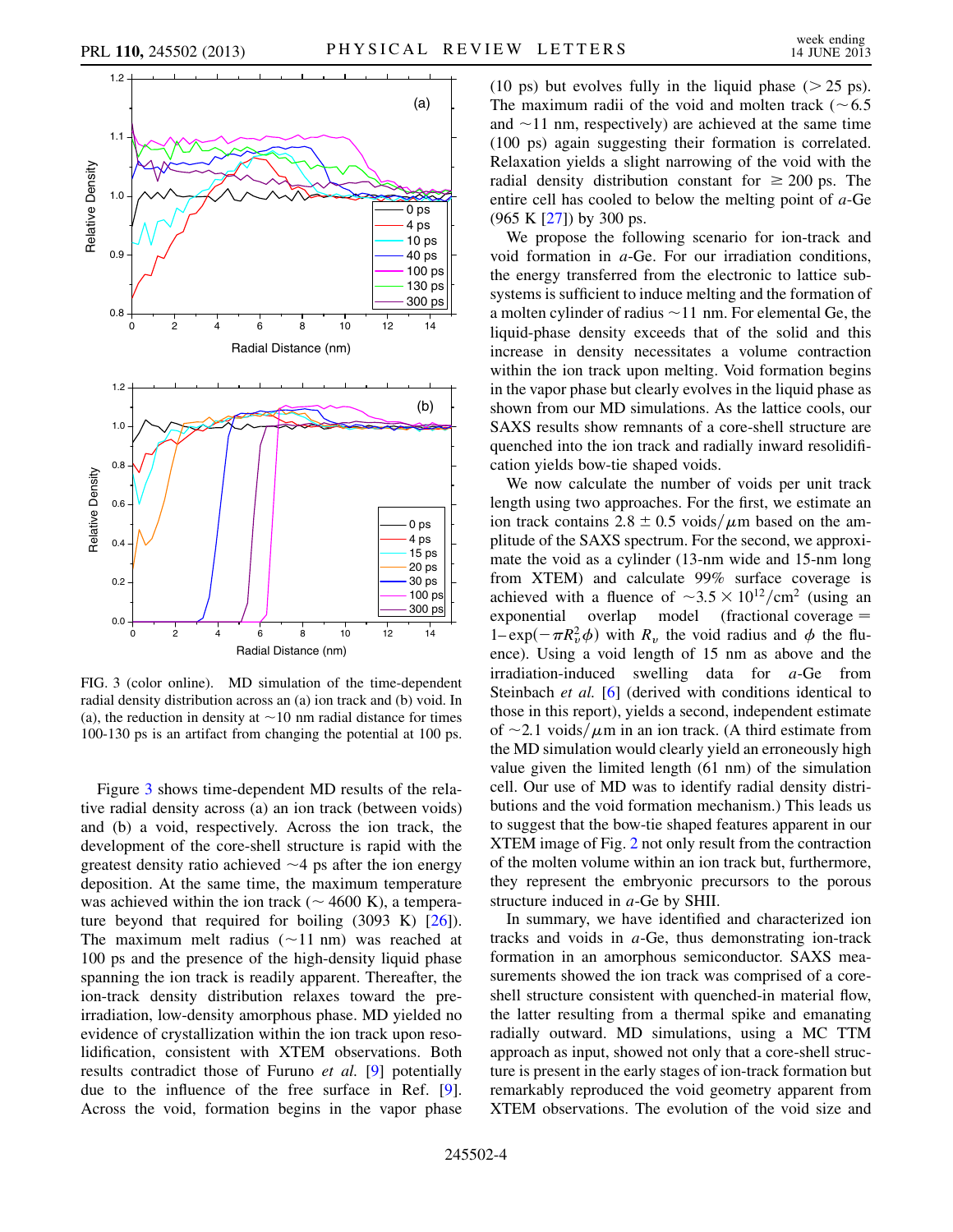FIG. 3 (color online). MD simulation of the time-dependent radial density distribution across an (a) ion track and (b) void. In (a), the reduction in density at ~10 nm radial distance for times 100-130 ps is an artifact from changing the potential at 100 ps.

Figure 3 shows time-dependent MD results of the relative radial density across (a) an ion track (between voids) and (b) a void, respectively. Across the ion track, the development of the core-shell structure is rapid with the greatest density ratio achieved ~4 ps after the ion energy deposition. At the same time, the maximum temperature was achieved within the ion track (~ 4600 K), a temperature beyond that required for boiling (3093 K) [26]). The maximum melt radius (~11 nm) was reached at 100 ps and the presence of the high-density liquid phase spanning the ion track is readily apparent. Thereafter, the ion-track density distribution relaxes toward the pre-irradiation, low-density amorphous phase. MD yielded no evidence of crystallization within the ion track upon resolidification, consistent with XTEM observations. Both results contradict those of Furuno *et al.* [9] potentially due to the influence of the free surface in Ref. [9]. Across the void, formation begins in the vapor phase (10 ps) but evolves fully in the liquid phase (> 25 ps). The maximum radii of the void and molten track (~6.5 and ~11 nm, respectively) are achieved at the same time (100 ps) again suggesting their formation is correlated. Relaxation yields a slight narrowing of the void with the radial density distribution constant for ≥ 200 ps. The entire cell has cooled to below the melting point of *a*-Ge (965 K [27]) by 300 ps.

We propose the following scenario for ion-track and void formation in *a*-Ge. For our irradiation conditions, the energy transferred from the electronic to lattice subsystems is sufficient to induce melting and the formation of a molten cylinder of radius ~11 nm. For elemental Ge, the liquid-phase density exceeds that of the solid and this increase in density necessitates a volume contraction within the ion track upon melting. Void formation begins in the vapor phase but clearly evolves in the liquid phase as shown from our MD simulations. As the lattice cools, our SAXS results show remnants of a core-shell structure are quenched into the ion track and radially inward resolidification yields bow-tie shaped voids.

We now calculate the number of voids per unit track length using two approaches. For the first, we estimate an ion track contains $2.8 \pm 0.5$ voids/$\mu$m based on the amplitude of the SAXS spectrum. For the second, we approximate the void as a cylinder (13-nm wide and 15-nm long from XTEM) and calculate 99% surface coverage is achieved with a fluence of $\sim 3.5 \times 10^{12}/\text{cm}^2$ (using an exponential overlap model (fractional coverage $= 1 - \exp(-\pi R_v^2 \phi)$ with $R_v$ the void radius and $\phi$ the fluence). Using a void length of 15 nm as above and the irradiation-induced swelling data for *a*-Ge from Steinbach *et al.* [6] (derived with conditions identical to those in this report), yields a second, independent estimate of ~2.1 voids/$\mu$m in an ion track. (A third estimate from the MD simulation would clearly yield an erroneously high value given the limited length (61 nm) of the simulation cell. Our use of MD was to identify radial density distributions and the void formation mechanism.) This leads us to suggest that the bow-tie shaped features apparent in our XTEM image of Fig. 2 not only result from the contraction of the molten volume within an ion track but, furthermore, they represent the embryonic precursors to the porous structure induced in *a*-Ge by SHII.

In summary, we have identified and characterized ion tracks and voids in *a*-Ge, thus demonstrating ion-track formation in an amorphous semiconductor. SAXS measurements showed the ion track was comprised of a core-shell structure consistent with quenched-in material flow, the latter resulting from a thermal spike and emanating radially outward. MD simulations, using a MC TTM approach as input, showed not only that a core-shell structure is present in the early stages of ion-track formation but remarkably reproduced the void geometry apparent from XTEM observations. The evolution of the void size and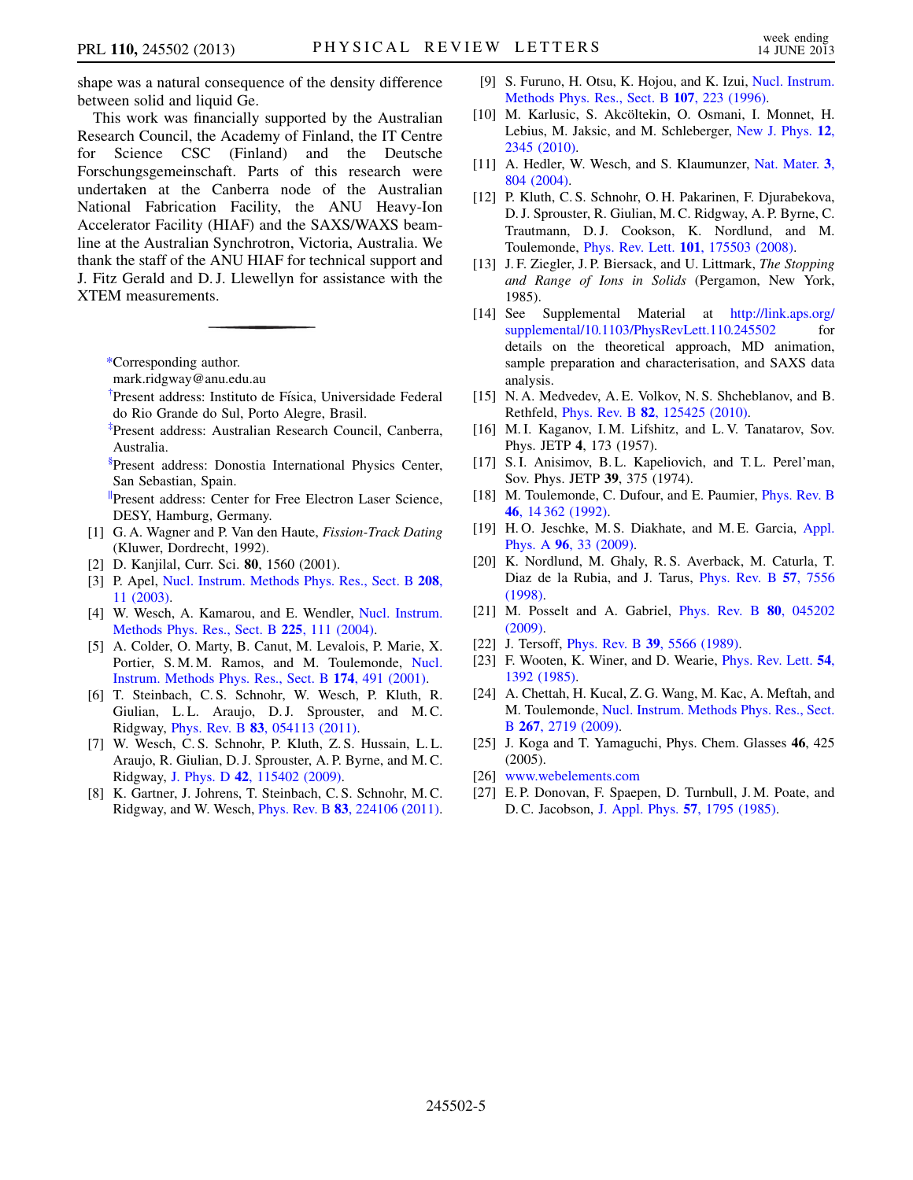shape was a natural consequence of the density difference between solid and liquid Ge.

This work was financially supported by the Australian Research Council, the Academy of Finland, the IT Centre for Science CSC (Finland) and the Deutsche Forschungsgemeinschaft. Parts of this research were undertaken at the Canberra node of the Australian National Fabrication Facility, the ANU Heavy-Ion Accelerator Facility (HIAF) and the SAXS/WAXS beamline at the Australian Synchrotron, Victoria, Australia. We thank the staff of the ANU HIAF for technical support and J. Fitz Gerald and D. J. Llewellyn for assistance with the XTEM measurements.

---

*Corresponding author.
mark.ridgway@anu.edu.au

†Present address: Instituto de Física, Universidade Federal do Rio Grande do Sul, Porto Alegre, Brasil.

‡Present address: Australian Research Council, Canberra, Australia.

§Present address: Donostia International Physics Center, San Sebastian, Spain.

‖Present address: Center for Free Electron Laser Science, DESY, Hamburg, Germany.

[1] G. A. Wagner and P. Van den Haute, *Fission-Track Dating* (Kluwer, Dordrecht, 1992).
[2] D. Kanjilal, Curr. Sci. **80**, 1560 (2001).
[3] P. Apel, Nucl. Instrum. Methods Phys. Res., Sect. B **208**, 11 (2003).
[4] W. Wesch, A. Kamarou, and E. Wendler, Nucl. Instrum. Methods Phys. Res., Sect. B **225**, 111 (2004).
[5] A. Colder, O. Marty, B. Canut, M. Levalois, P. Marie, X. Portier, S. M. M. Ramos, and M. Toulemonde, Nucl. Instrum. Methods Phys. Res., Sect. B **174**, 491 (2001).
[6] T. Steinbach, C. S. Schnohr, W. Wesch, P. Kluth, R. Giulian, L. L. Araujo, D. J. Sprouster, and M. C. Ridgway, Phys. Rev. B **83**, 054113 (2011).
[7] W. Wesch, C. S. Schnohr, P. Kluth, Z. S. Hussain, L. L. Araujo, R. Giulian, D. J. Sprouster, A. P. Byrne, and M. C. Ridgway, J. Phys. D **42**, 115402 (2009).
[8] K. Gartner, J. Johrens, T. Steinbach, C. S. Schnohr, M. C. Ridgway, and W. Wesch, Phys. Rev. B **83**, 224106 (2011).
[9] S. Furuno, H. Otsu, K. Hojou, and K. Izui, Nucl. Instrum. Methods Phys. Res., Sect. B **107**, 223 (1996).
[10] M. Karlusic, S. Akcöltekin, O. Osmani, I. Monnet, H. Lebius, M. Jaksic, and M. Schleberger, New J. Phys. **12**, 2345 (2010).
[11] A. Hedler, W. Wesch, and S. Klaumunzer, Nat. Mater. **3**, 804 (2004).
[12] P. Kluth, C. S. Schnohr, O. H. Pakarinen, F. Djurabekova, D. J. Sprouster, R. Giulian, M. C. Ridgway, A. P. Byrne, C. Trautmann, D. J. Cookson, K. Nordlund, and M. Toulemonde, Phys. Rev. Lett. **101**, 175503 (2008).
[13] J. F. Ziegler, J. P. Biersack, and U. Littmark, *The Stopping and Range of Ions in Solids* (Pergamon, New York, 1985).
[14] See Supplemental Material at http://link.aps.org/supplemental/10.1103/PhysRevLett.110.245502 for details on the theoretical approach, MD animation, sample preparation and characterisation, and SAXS data analysis.
[15] N. A. Medvedev, A. E. Volkov, N. S. Shcheblanov, and B. Rethfeld, Phys. Rev. B **82**, 125425 (2010).
[16] M. I. Kaganov, I. M. Lifshitz, and L. V. Tanatarov, Sov. Phys. JETP **4**, 173 (1957).
[17] S. I. Anisimov, B. L. Kapeliovich, and T. L. Perel'man, Sov. Phys. JETP **39**, 375 (1974).
[18] M. Toulemonde, C. Dufour, and E. Paumier, Phys. Rev. B **46**, 14 362 (1992).
[19] H. O. Jeschke, M. S. Diakhate, and M. E. Garcia, Appl. Phys. A **96**, 33 (2009).
[20] K. Nordlund, M. Ghaly, R. S. Averback, M. Caturla, T. Diaz de la Rubia, and J. Tarus, Phys. Rev. B **57**, 7556 (1998).
[21] M. Posselt and A. Gabriel, Phys. Rev. B **80**, 045202 (2009).
[22] J. Tersoff, Phys. Rev. B **39**, 5566 (1989).
[23] F. Wooten, K. Winer, and D. Weaire, Phys. Rev. Lett. **54**, 1392 (1985).
[24] A. Chettah, H. Kucal, Z. G. Wang, M. Kac, A. Meftah, and M. Toulemonde, Nucl. Instrum. Methods Phys. Res., Sect. B **267**, 2719 (2009).
[25] J. Koga and T. Yamaguchi, Phys. Chem. Glasses **46**, 425 (2005).
[26] www.webelements.com
[27] E. P. Donovan, F. Spaepen, D. Turnbull, J. M. Poate, and D. C. Jacobson, J. Appl. Phys. **57**, 1795 (1985).